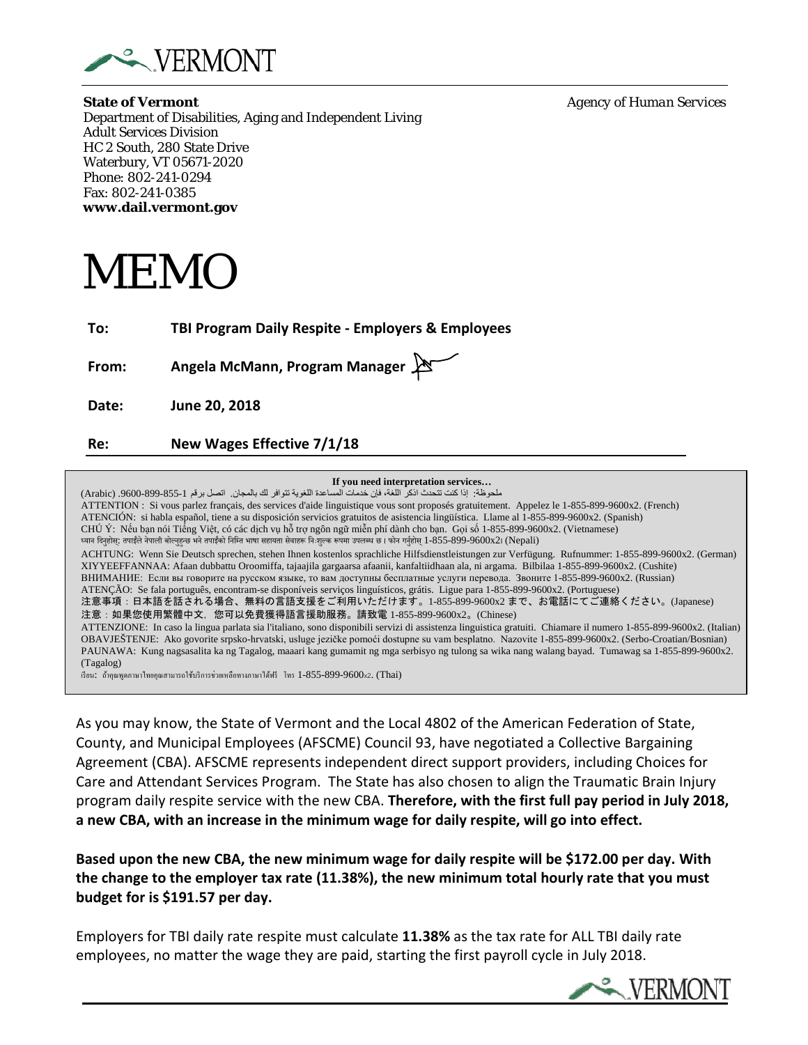VERMONT

**State of Vermont** *Agency of Human Services*
Department of Disabilities, Aging and Independent Living
Adult Services Division
HC 2 South, 280 State Drive
Waterbury, VT 05671-2020
Phone: 802-241-0294
Fax: 802-241-0385
**www.dail.vermont.gov**

# MEMO

**To:** **TBI Program Daily Respite - Employers & Employees**

**From:** **Angela McMann, Program Manager**

**Date:** **June 20, 2018**

**Re:** **New Wages Effective 7/1/18**

**If you need interpretation services…**

ملحوظة: إذا كنت تتحدث اذكر اللغة، فإن خدمات المساعدة اللغوية تتوافر لك بالمجان. اتصل برقم 1-855-899-9600. (Arabic)

ATTENTION : Si vous parlez français, des services d'aide linguistique vous sont proposés gratuitement. Appelez le 1-855-899-9600x2. (French)

ATENCIÓN: si habla español, tiene a su disposición servicios gratuitos de asistencia lingüística. Llame al 1-855-899-9600x2. (Spanish)

CHÚ Ý: Nếu bạn nói Tiếng Việt, có các dịch vụ hỗ trợ ngôn ngữ miễn phí dành cho bạn. Gọi số 1-855-899-9600x2. (Vietnamese)

ध्यान दिनुहोस्: तपाईंले नेपाली बोल्नुहुन्छ भने तपाईंको निम्ति भाषा सहायता सेवाहरू निःशुल्क रूपमा उपलब्ध छ । फोन गर्नुहोस् 1-855-899-9600x2। (Nepali)

ACHTUNG: Wenn Sie Deutsch sprechen, stehen Ihnen kostenlos sprachliche Hilfsdienstleistungen zur Verfügung. Rufnummer: 1-855-899-9600x2. (German)

XIYYEEFFANNAA: Afaan dubbattu Oroomiffa, tajaajila gargaarsa afaanii, kanfaltiidhaan ala, ni argama. Bilbilaa 1-855-899-9600x2. (Cushite)

ВНИМАНИЕ: Если вы говорите на русском языке, то вам доступны бесплатные услуги перевода. Звоните 1-855-899-9600x2. (Russian)

ATENÇÃO: Se fala português, encontram-se disponíveis serviços linguísticos, grátis. Ligue para 1-855-899-9600x2. (Portuguese)

注意事項：日本語を話される場合、無料の言語支援をご利用いただけます。1-855-899-9600x2 まで、お電話にてご連絡ください。(Japanese)

注意：如果您使用繁體中文，您可以免費獲得語言援助服務。請致電 1-855-899-9600x2。(Chinese)

ATTENZIONE: In caso la lingua parlata sia l'italiano, sono disponibili servizi di assistenza linguistica gratuiti. Chiamare il numero 1-855-899-9600x2. (Italian)

OBAVJEŠTENJE: Ako govorite srpsko-hrvatski, usluge jezičke pomoći dostupne su vam besplatno. Nazovite 1-855-899-9600x2. (Serbo-Croatian/Bosnian)

PAUNAWA: Kung nagsasalita ka ng Tagalog, maaari kang gumamit ng mga serbisyo ng tulong sa wika nang walang bayad. Tumawag sa 1-855-899-9600x2. (Tagalog)

เรียน: ถ้าคุณพูดภาษาไทยคุณสามารถใช้บริการช่วยเหลือทางภาษาได้ฟรี โทร 1-855-899-9600x2. (Thai)

As you may know, the State of Vermont and the Local 4802 of the American Federation of State, County, and Municipal Employees (AFSCME) Council 93, have negotiated a Collective Bargaining Agreement (CBA). AFSCME represents independent direct support providers, including Choices for Care and Attendant Services Program. The State has also chosen to align the Traumatic Brain Injury program daily respite service with the new CBA. **Therefore, with the first full pay period in July 2018, a new CBA, with an increase in the minimum wage for daily respite, will go into effect.**

**Based upon the new CBA, the new minimum wage for daily respite will be $172.00 per day. With the change to the employer tax rate (11.38%), the new minimum total hourly rate that you must budget for is $191.57 per day.**

Employers for TBI daily rate respite must calculate **11.38%** as the tax rate for ALL TBI daily rate employees, no matter the wage they are paid, starting the first payroll cycle in July 2018.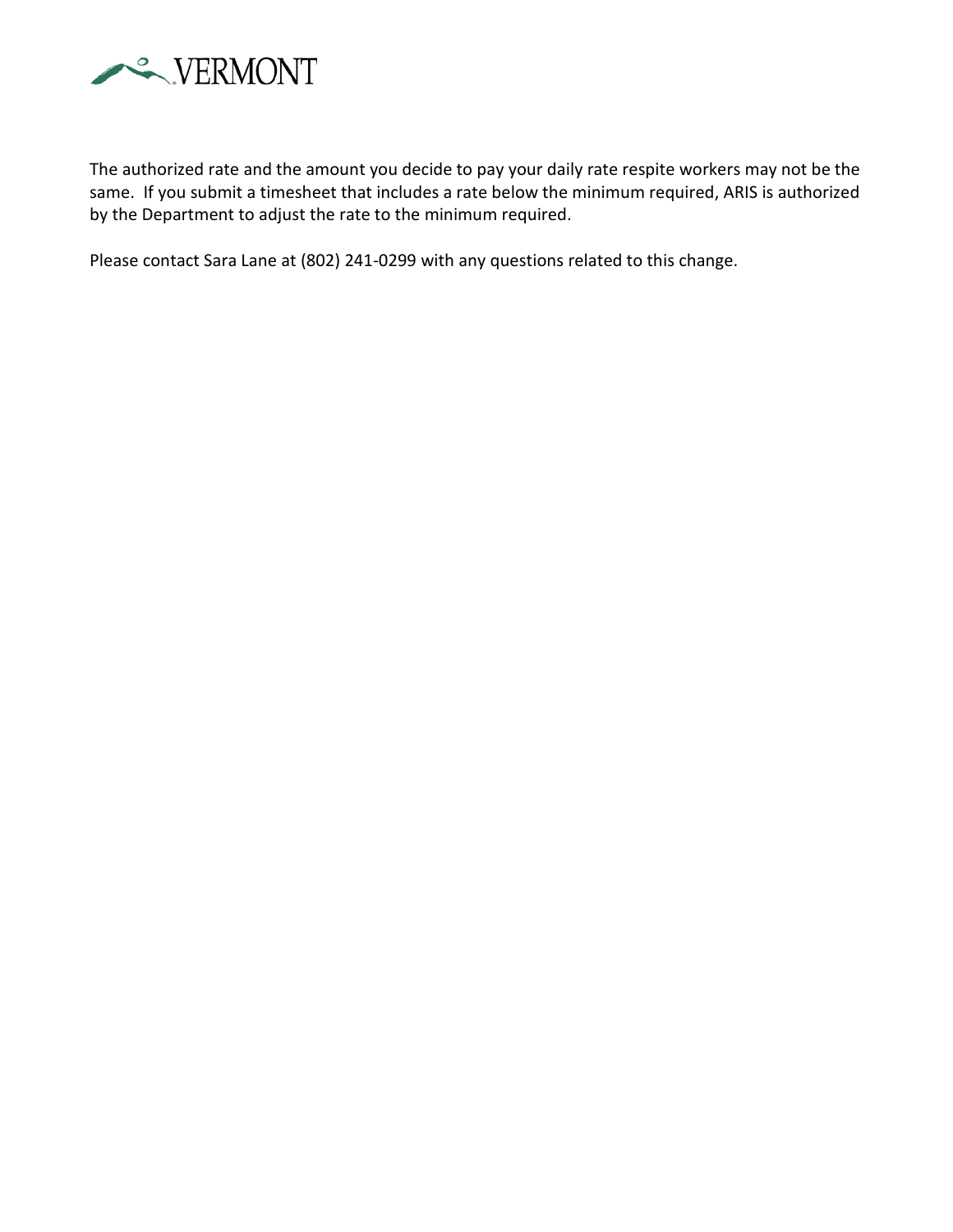The authorized rate and the amount you decide to pay your daily rate respite workers may not be the same. If you submit a timesheet that includes a rate below the minimum required, ARIS is authorized by the Department to adjust the rate to the minimum required.

Please contact Sara Lane at (802) 241-0299 with any questions related to this change.